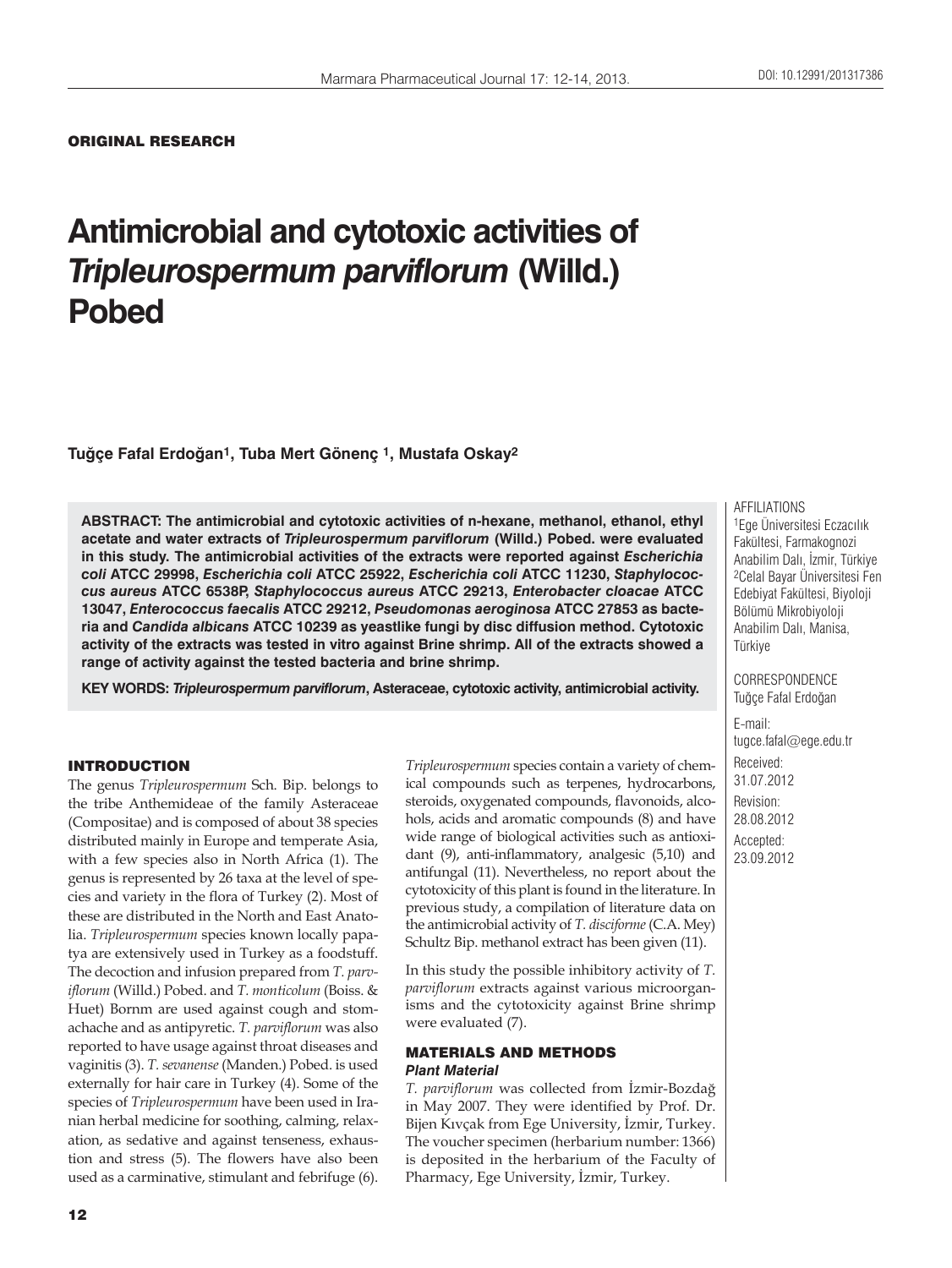ORIGINAL RESEARCH

# Antimicrobial and cytotoxic activities of *Tripleurospermum parviflorum* (Willd.) Pobed

**Tuğçe Fafal Erdoğan[1], Tuba Mert Gönenç [1], Mustafa Oskay[2]**

**ABSTRACT: The antimicrobial and cytotoxic activities of n-hexane, methanol, ethanol, ethyl acetate and water extracts of *Tripleurospermum parviflorum* (Willd.) Pobed. were evaluated in this study. The antimicrobial activities of the extracts were reported against *Escherichia coli* ATCC 29998, *Escherichia coli* ATCC 25922, *Escherichia coli* ATCC 11230, *Staphylococcus aureus* ATCC 6538P, *Staphylococcus aureus* ATCC 29213, *Enterobacter cloacae* ATCC 13047, *Enterococcus faecalis* ATCC 29212, *Pseudomonas aeroginosa* ATCC 27853 as bacteria and *Candida albicans* ATCC 10239 as yeastlike fungi by disc diffusion method. Cytotoxic activity of the extracts was tested in vitro against Brine shrimp. All of the extracts showed a range of activity against the tested bacteria and brine shrimp.**

**KEY WORDS: *Tripleurospermum parviflorum*, Asteraceae, cytotoxic activity, antimicrobial activity.**

AFFILIATIONS

[1]Ege Üniversitesi Eczacılık Fakültesi, Farmakognozi Anabilim Dalı, İzmir, Türkiye

[2]Celal Bayar Üniversitesi Fen Edebiyat Fakültesi, Biyoloji Bölümü Mikrobiyoloji Anabilim Dalı, Manisa, Türkiye

CORRESPONDENCE

Tuğçe Fafal Erdoğan

E-mail: tugce.fafal@ege.edu.tr

Received: 31.07.2012

Revision: 28.08.2012

Accepted: 23.09.2012

## INTRODUCTION

The genus *Tripleurospermum* Sch. Bip. belongs to the tribe Anthemideae of the family Asteraceae (Compositae) and is composed of about 38 species distributed mainly in Europe and temperate Asia, with a few species also in North Africa (1). The genus is represented by 26 taxa at the level of species and variety in the flora of Turkey (2). Most of these are distributed in the North and East Anatolia. *Tripleurospermum* species known locally papatya are extensively used in Turkey as a foodstuff. The decoction and infusion prepared from *T. parviflorum* (Willd.) Pobed. and *T. monticolum* (Boiss. & Huet) Bornm are used against cough and stomachache and as antipyretic. *T. parviflorum* was also reported to have usage against throat diseases and vaginitis (3). *T. sevanense* (Manden.) Pobed. is used externally for hair care in Turkey (4). Some of the species of *Tripleurospermum* have been used in Iranian herbal medicine for soothing, calming, relaxation, as sedative and against tenseness, exhaustion and stress (5). The flowers have also been used as a carminative, stimulant and febrifuge (6).

*Tripleurospermum* species contain a variety of chemical compounds such as terpenes, hydrocarbons, steroids, oxygenated compounds, flavonoids, alcohols, acids and aromatic compounds (8) and have wide range of biological activities such as antioxidant (9), anti-inflammatory, analgesic (5,10) and antifungal (11). Nevertheless, no report about the cytotoxicity of this plant is found in the literature. In previous study, a compilation of literature data on the antimicrobial activity of *T. disciforme* (C.A. Mey) Schultz Bip. methanol extract has been given (11).

In this study the possible inhibitory activity of *T. parviflorum* extracts against various microorganisms and the cytotoxicity against Brine shrimp were evaluated (7).

## MATERIALS AND METHODS

### Plant Material

*T. parviflorum* was collected from İzmir-Bozdağ in May 2007. They were identified by Prof. Dr. Bijen Kıvçak from Ege University, İzmir, Turkey. The voucher specimen (herbarium number: 1366) is deposited in the herbarium of the Faculty of Pharmacy, Ege University, İzmir, Turkey.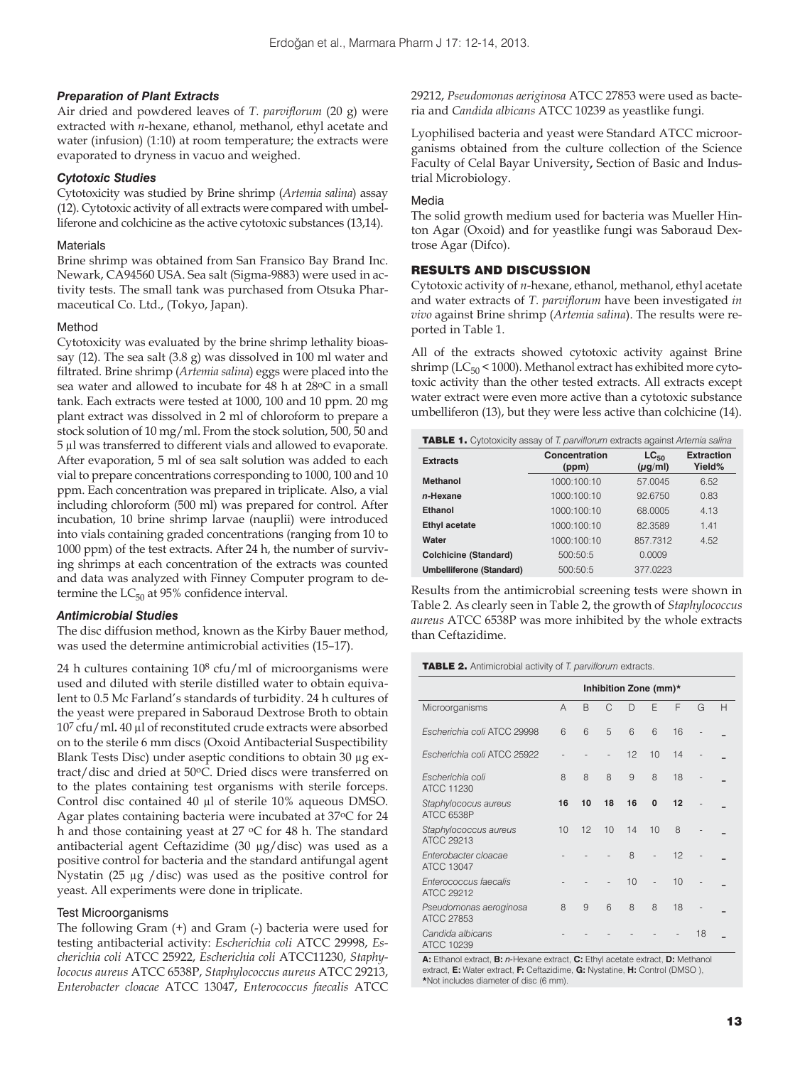### *Preparation of Plant Extracts*

Air dried and powdered leaves of *T. parviflorum* (20 g) were extracted with *n*-hexane, ethanol, methanol, ethyl acetate and water (infusion) (1:10) at room temperature; the extracts were evaporated to dryness in vacuo and weighed.

### *Cytotoxic Studies*

Cytotoxicity was studied by Brine shrimp (*Artemia salina*) assay (12). Cytotoxic activity of all extracts were compared with umbelliferone and colchicine as the active cytotoxic substances (13,14).

#### Materials

Brine shrimp was obtained from San Fransico Bay Brand Inc. Newark, CA94560 USA. Sea salt (Sigma-9883) were used in activity tests. The small tank was purchased from Otsuka Pharmaceutical Co. Ltd., (Tokyo, Japan).

#### Method

Cytotoxicity was evaluated by the brine shrimp lethality bioassay (12). The sea salt (3.8 g) was dissolved in 100 ml water and filtrated. Brine shrimp (*Artemia salina*) eggs were placed into the sea water and allowed to incubate for 48 h at 28ºC in a small tank. Each extracts were tested at 1000, 100 and 10 ppm. 20 mg plant extract was dissolved in 2 ml of chloroform to prepare a stock solution of 10 mg/ml. From the stock solution, 500, 50 and 5 µl was transferred to different vials and allowed to evaporate. After evaporation, 5 ml of sea salt solution was added to each vial to prepare concentrations corresponding to 1000, 100 and 10 ppm. Each concentration was prepared in triplicate. Also, a vial including chloroform (500 ml) was prepared for control. After incubation, 10 brine shrimp larvae (nauplii) were introduced into vials containing graded concentrations (ranging from 10 to 1000 ppm) of the test extracts. After 24 h, the number of surviving shrimps at each concentration of the extracts was counted and data was analyzed with Finney Computer program to determine the $LC_{50}$ at 95% confidence interval.

### *Antimicrobial Studies*

The disc diffusion method, known as the Kirby Bauer method, was used the determine antimicrobial activities (15–17).

24 h cultures containing $10^8$ cfu/ml of microorganisms were used and diluted with sterile distilled water to obtain equivalent to 0.5 Mc Farland's standards of turbidity. 24 h cultures of the yeast were prepared in Saboraud Dextrose Broth to obtain $10^7$ cfu/ml**.** 40 µl of reconstituted crude extracts were absorbed on to the sterile 6 mm discs (Oxoid Antibacterial Suspectibility Blank Tests Disc) under aseptic conditions to obtain 30 µg extract/disc and dried at 50ºC. Dried discs were transferred on to the plates containing test organisms with sterile forceps. Control disc contained 40 µl of sterile 10% aqueous DMSO. Agar plates containing bacteria were incubated at 37ºC for 24 h and those containing yeast at 27 ºC for 48 h. The standard antibacterial agent Ceftazidime (30 µg/disc) was used as a positive control for bacteria and the standard antifungal agent Nystatin (25 µg /disc) was used as the positive control for yeast. All experiments were done in triplicate.

#### Test Microorganisms

The following Gram (+) and Gram (-) bacteria were used for testing antibacterial activity: *Escherichia coli* ATCC 29998, *Escherichia coli* ATCC 25922, *Escherichia coli* ATCC11230, *Staphylococus aureus* ATCC 6538P, *Staphylococus aureus* ATCC 29213, *Enterobacter cloacae* ATCC 13047, *Enterococcus faecalis* ATCC 29212, *Pseudomonas aeriginosa* ATCC 27853 were used as bacteria and *Candida albicans* ATCC 10239 as yeastlike fungi.

Lyophilised bacteria and yeast were Standard ATCC microorganisms obtained from the culture collection of the Science Faculty of Celal Bayar University**,** Section of Basic and Industrial Microbiology.

#### Media

The solid growth medium used for bacteria was Mueller Hinton Agar (Oxoid) and for yeastlike fungi was Saboraud Dextrose Agar (Difco).

## RESULTS AND DISCUSSION

Cytotoxic activity of *n*-hexane, ethanol, methanol, ethyl acetate and water extracts of *T. parviflorum* have been investigated *in vivo* against Brine shrimp (*Artemia salina*). The results were reported in Table 1.

All of the extracts showed cytotoxic activity against Brine shrimp ($LC_{50} < 1000$). Methanol extract has exhibited more cytotoxic activity than the other tested extracts. All extracts except water extract were even more active than a cytotoxic substance umbelliferon (13), but they were less active than colchicine (14).

**TABLE 1.** Cytotoxicity assay of *T. parviflorum* extracts against *Artemia salina*

| Extracts | Concentration (ppm) | $LC_{50}$ ($\mu$g/ml) | Extraction Yield% |
|---|---|---|---|
| **Methanol** | 1000:100:10 | 57.0045 | 6.52 |
| ***n*-Hexane** | 1000:100:10 | 92.6750 | 0.83 |
| **Ethanol** | 1000:100:10 | 68.0005 | 4.13 |
| **Ethyl acetate** | 1000:100:10 | 82.3589 | 1.41 |
| **Water** | 1000:100:10 | 857.7312 | 4.52 |
| **Colchicine (Standard)** | 500:50:5 | 0.0009 | |
| **Umbelliferone (Standard)** | 500:50:5 | 377.0223 | |

Results from the antimicrobial screening tests were shown in Table 2. As clearly seen in Table 2, the growth of *Staphylococcus aureus* ATCC 6538P was more inhibited by the whole extracts than Ceftazidime.

**TABLE 2.** Antimicrobial activity of *T. parviflorum* extracts.

| | Inhibition Zone (mm)* | | | | | | | |
|---|---|---|---|---|---|---|---|---|
| Microorganisms | A | B | C | D | E | F | G | H |
| *Escherichia coli* ATCC 29998 | 6 | 6 | 5 | 6 | 6 | 16 | - | – |
| *Escherichia coli* ATCC 25922 | - | - | - | 12 | 10 | 14 | - | – |
| *Escherichia coli* ATCC 11230 | 8 | 8 | 8 | 9 | 8 | 18 | - | – |
| *Staphylococus aureus* ATCC 6538P | **16** | **10** | **18** | **16** | **0** | **12** | - | – |
| *Staphylococus aureus* ATCC 29213 | 10 | 12 | 10 | 14 | 10 | 8 | - | – |
| *Enterobacter cloacae* ATCC 13047 | - | - | - | 8 | - | 12 | - | – |
| *Enterococcus faecalis* ATCC 29212 | - | - | - | 10 | - | 10 | - | – |
| *Pseudomonas aeroginosa* ATCC 27853 | 8 | 9 | 6 | 8 | 8 | 18 | - | – |
| *Candida albicans* ATCC 10239 | - | - | - | - | - | - | 18 | – |

**A:** Ethanol extract, **B:** *n*-Hexane extract, **C:** Ethyl acetate extract, **D:** Methanol extract, **E:** Water extract, **F:** Ceftazidime, **G:** Nystatine, **H:** Control (DMSO ), **\***Not includes diameter of disc (6 mm).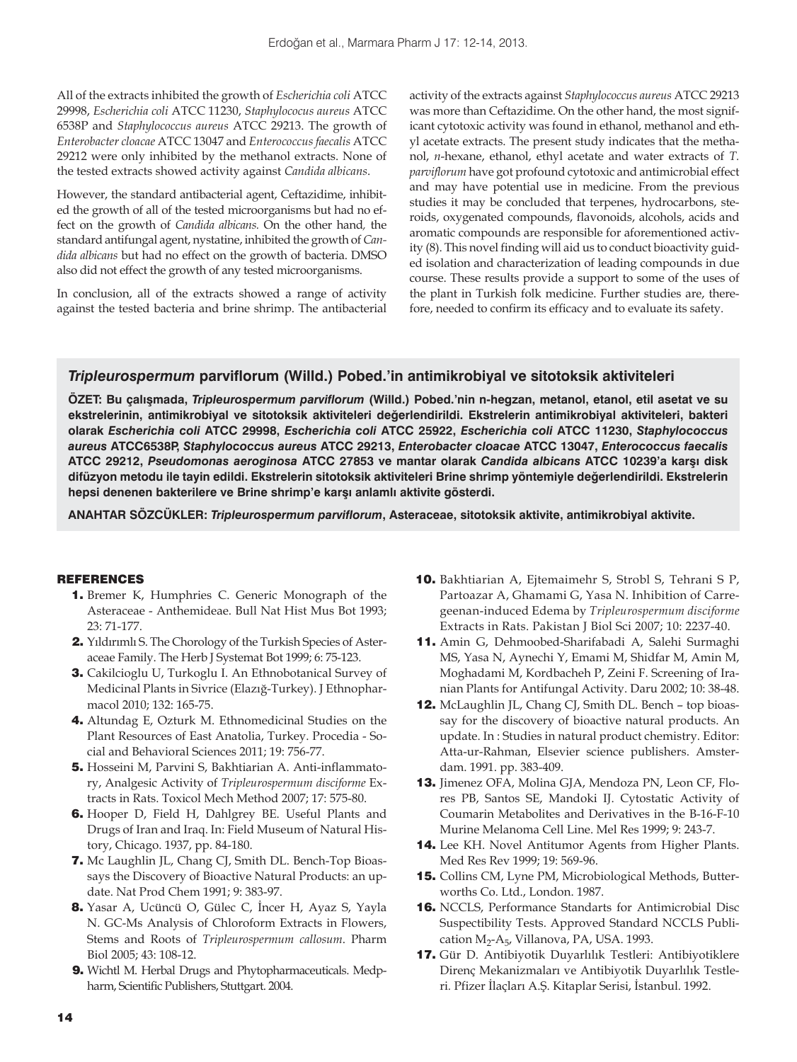All of the extracts inhibited the growth of *Escherichia coli* ATCC 29998, *Escherichia coli* ATCC 11230, *Staphylocous aureus* ATCC 6538P and *Staphylococcus aureus* ATCC 29213. The growth of *Enterobacter cloacae* ATCC 13047 and *Enterococcus faecalis* ATCC 29212 were only inhibited by the methanol extracts. None of the tested extracts showed activity against *Candida albicans*.

However, the standard antibacterial agent, Ceftazidime, inhibited the growth of all of the tested microorganisms but had no effect on the growth of *Candida albicans.* On the other hand, the standard antifungal agent, nystatine, inhibited the growth of *Candida albicans* but had no effect on the growth of bacteria. DMSO also did not effect the growth of any tested microorganisms.

In conclusion, all of the extracts showed a range of activity against the tested bacteria and brine shrimp. The antibacterial activity of the extracts against *Staphylococcus aureus* ATCC 29213 was more than Ceftazidime. On the other hand, the most significant cytotoxic activity was found in ethanol, methanol and ethyl acetate extracts. The present study indicates that the methanol, *n*-hexane, ethanol, ethyl acetate and water extracts of *T. parviflorum* have got profound cytotoxic and antimicrobial effect and may have potential use in medicine. From the previous studies it may be concluded that terpenes, hydrocarbons, steroids, oxygenated compounds, flavonoids, alcohols, acids and aromatic compounds are responsible for aforementioned activity (8). This novel finding will aid us to conduct bioactivity guided isolation and characterization of leading compounds in due course. These results provide a support to some of the uses of the plant in Turkish folk medicine. Further studies are, therefore, needed to confirm its efficacy and to evaluate its safety.

## *Tripleurospermum* parviflorum (Willd.) Pobed.'in antimikrobiyal ve sitotoksik aktiviteleri

**ÖZET: Bu çalışmada, *Tripleurospermum parviflorum* (Willd.) Pobed.'nin n-hegzan, metanol, etanol, etil asetat ve su ekstrelerinin, antimikrobiyal ve sitotoksik aktiviteleri değerlendirildi. Ekstrelerin antimikrobiyal aktiviteleri, bakteri olarak *Escherichia coli* ATCC 29998, *Escherichia coli* ATCC 25922, *Escherichia coli* ATCC 11230, *Staphylococcus aureus* ATCC6538P, *Staphylococcus aureus* ATCC 29213, *Enterobacter cloacae* ATCC 13047, *Enterococcus faecalis* ATCC 29212, *Pseudomonas aeroginosa* ATCC 27853 ve mantar olarak *Candida albicans* ATCC 10239'a karşı disk difüzyon metodu ile tayin edildi. Ekstrelerin sitotoksik aktiviteleri Brine shrimp yöntemiyle değerlendirildi. Ekstrelerin hepsi denenen bakterilere ve Brine shrimp'e karşı anlamlı aktivite gösterdi.**

**ANAHTAR SÖZCÜKLER: *Tripleurospermum parviflorum*, Asteraceae, sitotoksik aktivite, antimikrobiyal aktivite.**

## REFERENCES

1. Bremer K, Humphries C. Generic Monograph of the Asteraceae - Anthemideae. Bull Nat Hist Mus Bot 1993; 23: 71-177.
2. Yıldırımlı S. The Chorology of the Turkish Species of Asteraceae Family. The Herb J Systemat Bot 1999; 6: 75-123.
3. Cakilcioglu U, Turkoglu I. An Ethnobotanical Survey of Medicinal Plants in Sivrice (Elazığ-Turkey). J Ethnopharmacol 2010; 132: 165-75.
4. Altundag E, Ozturk M. Ethnomedicinal Studies on the Plant Resources of East Anatolia, Turkey. Procedia - Social and Behavioral Sciences 2011; 19: 756-77.
5. Hosseini M, Parvini S, Bakhtiarian A. Anti-inflammatory, Analgesic Activity of *Tripleurospermum disciforme* Extracts in Rats. Toxicol Mech Method 2007; 17: 575-80.
6. Hooper D, Field H, Dahlgrey BE. Useful Plants and Drugs of Iran and Iraq. In: Field Museum of Natural History, Chicago. 1937, pp. 84-180.
7. Mc Laughlin JL, Chang CJ, Smith DL. Bench-Top Bioassays the Discovery of Bioactive Natural Products: an update. Nat Prod Chem 1991; 9: 383-97.
8. Yasar A, Ucüncü O, Gülec C, İncer H, Ayaz S, Yayla N. GC-Ms Analysis of Chloroform Extracts in Flowers, Stems and Roots of *Tripleurospermum callosum*. Pharm Biol 2005; 43: 108-12.
9. Wichtl M. Herbal Drugs and Phytopharmaceuticals. Medpharm, Scientific Publishers, Stuttgart. 2004.
10. Bakhtiarian A, Ejtemaimehr S, Strobl S, Tehrani S P, Partoazar A, Ghamami G, Yasa N. Inhibition of Carregeenan-induced Edema by *Tripleurospermum disciforme* Extracts in Rats. Pakistan J Biol Sci 2007; 10: 2237-40.
11. Amin G, Dehmoobed-Sharifabadi A, Salehi Surmaghi MS, Yasa N, Aynechi Y, Emami M, Shidfar M, Amin M, Moghadami M, Kordbacheh P, Zeini F. Screening of Iranian Plants for Antifungal Activity. Daru 2002; 10: 38-48.
12. McLaughlin JL, Chang CJ, Smith DL. Bench – top bioassay for the discovery of bioactive natural products. An update. In : Studies in natural product chemistry. Editor: Atta-ur-Rahman, Elsevier science publishers. Amsterdam. 1991. pp. 383-409.
13. Jimenez OFA, Molina GJA, Mendoza PN, Leon CF, Flores PB, Santos SE, Mandoki IJ. Cytostatic Activity of Coumarin Metabolites and Derivatives in the B-16-F-10 Murine Melanoma Cell Line. Mel Res 1999; 9: 243-7.
14. Lee KH. Novel Antitumor Agents from Higher Plants. Med Res Rev 1999; 19: 569-96.
15. Collins CM, Lyne PM, Microbiological Methods, Butterworths Co. Ltd., London. 1987.
16. NCCLS, Performance Standarts for Antimicrobial Disc Suspectibility Tests. Approved Standard NCCLS Publication $M_2$-$A_5$, Villanova, PA, USA. 1993.
17. Gür D. Antibiyotik Duyarlılık Testleri: Antibiyotiklere Direnç Mekanizmaları ve Antibiyotik Duyarlılık Testleri. Pfizer İlaçları A.Ş. Kitaplar Serisi, İstanbul. 1992.